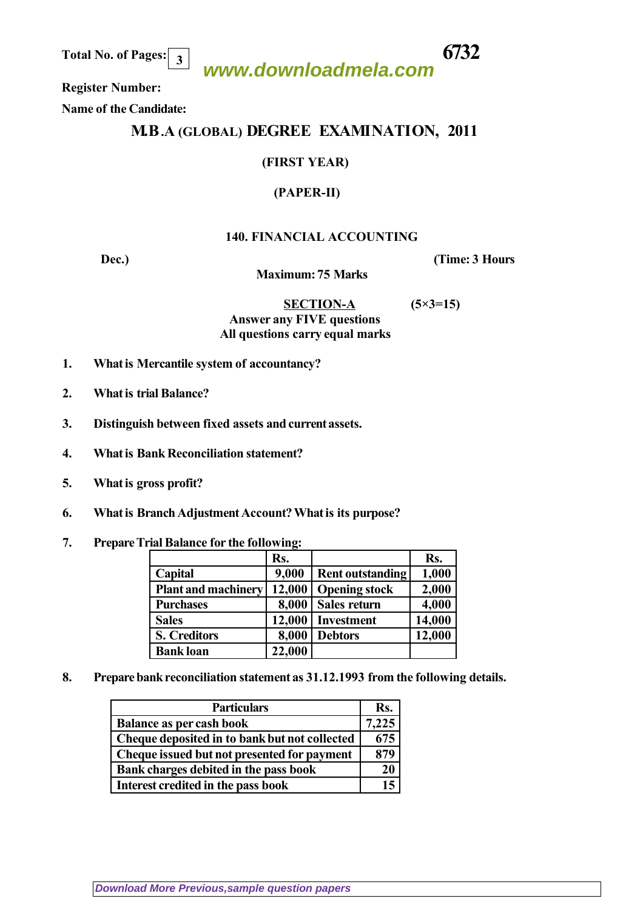Total No. of Pages: 3

**6732**

www.downloadmela.com

**Register Number:**

**Name of the Candidate:**

# M.B.A (GLOBAL) DEGREE EXAMINATION, 2011

## (FIRST YEAR)

## (PAPER-II)

## 140. FINANCIAL ACCOUNTING

**Dec.)** **(Time: 3 Hours**

**Maximum: 75 Marks**

### SECTION-A (5×3=15)

**Answer any FIVE questions**
**All questions carry equal marks**

1. What is Mercantile system of accountancy?

2. What is trial Balance?

3. Distinguish between fixed assets and current assets.

4. What is Bank Reconciliation statement?

5. What is gross profit?

6. What is Branch Adjustment Account? What is its purpose?

7. Prepare Trial Balance for the following:

| | Rs. | | Rs. |
|---|---|---|---|
| Capital | 9,000 | Rent outstanding | 1,000 |
| Plant and machinery | 12,000 | Opening stock | 2,000 |
| Purchases | 8,000 | Sales return | 4,000 |
| Sales | 12,000 | Investment | 14,000 |
| S. Creditors | 8,000 | Debtors | 12,000 |
| Bank loan | 22,000 | | |

8. Prepare bank reconciliation statement as 31.12.1993 from the following details.

| Particulars | Rs. |
|---|---|
| Balance as per cash book | 7,225 |
| Cheque deposited in to bank but not collected | 675 |
| Cheque issued but not presented for payment | 879 |
| Bank charges debited in the pass book | 20 |
| Interest credited in the pass book | 15 |

Download More Previous,sample question papers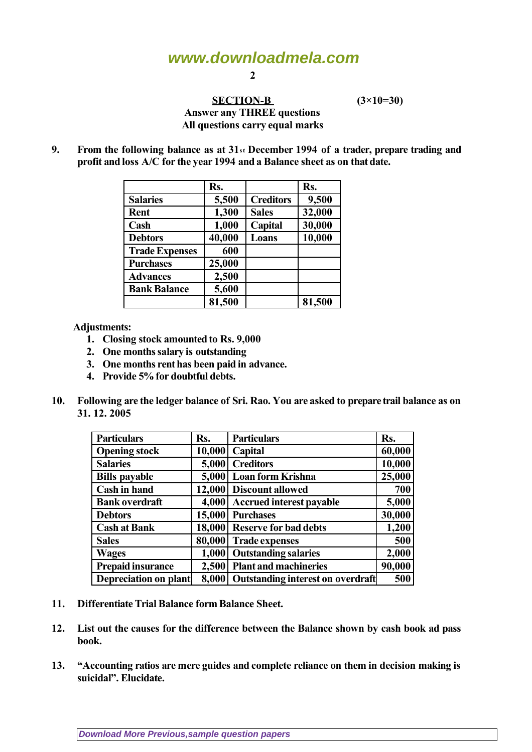## SECTION-B (3×10=30)

**Answer any THREE questions**
**All questions carry equal marks**

**9.** **From the following balance as at 31st December 1994 of a trader, prepare trading and profit and loss A/C for the year 1994 and a Balance sheet as on that date.**

| | Rs. | | Rs. |
|---|---|---|---|
| Salaries | 5,500 | Creditors | 9,500 |
| Rent | 1,300 | Sales | 32,000 |
| Cash | 1,000 | Capital | 30,000 |
| Debtors | 40,000 | Loans | 10,000 |
| Trade Expenses | 600 | | |
| Purchases | 25,000 | | |
| Advances | 2,500 | | |
| Bank Balance | 5,600 | | |
| | 81,500 | | 81,500 |

**Adjustments:**

1. Closing stock amounted to Rs. 9,000
2. One months salary is outstanding
3. One months rent has been paid in advance.
4. Provide 5% for doubtful debts.

**10.** **Following are the ledger balance of Sri. Rao. You are asked to prepare trail balance as on 31. 12. 2005**

| Particulars | Rs. | Particulars | Rs. |
|---|---|---|---|
| Opening stock | 10,000 | Capital | 60,000 |
| Salaries | 5,000 | Creditors | 10,000 |
| Bills payable | 5,000 | Loan form Krishna | 25,000 |
| Cash in hand | 12,000 | Discount allowed | 700 |
| Bank overdraft | 4,000 | Accrued interest payable | 5,000 |
| Debtors | 15,000 | Purchases | 30,000 |
| Cash at Bank | 18,000 | Reserve for bad debts | 1,200 |
| Sales | 80,000 | Trade expenses | 500 |
| Wages | 1,000 | Outstanding salaries | 2,000 |
| Prepaid insurance | 2,500 | Plant and machineries | 90,000 |
| Depreciation on plant | 8,000 | Outstanding interest on overdraft | 500 |

**11.** **Differentiate Trial Balance form Balance Sheet.**

**12.** **List out the causes for the difference between the Balance shown by cash book ad pass book.**

**13.** **"Accounting ratios are mere guides and complete reliance on them in decision making is suicidal". Elucidate.**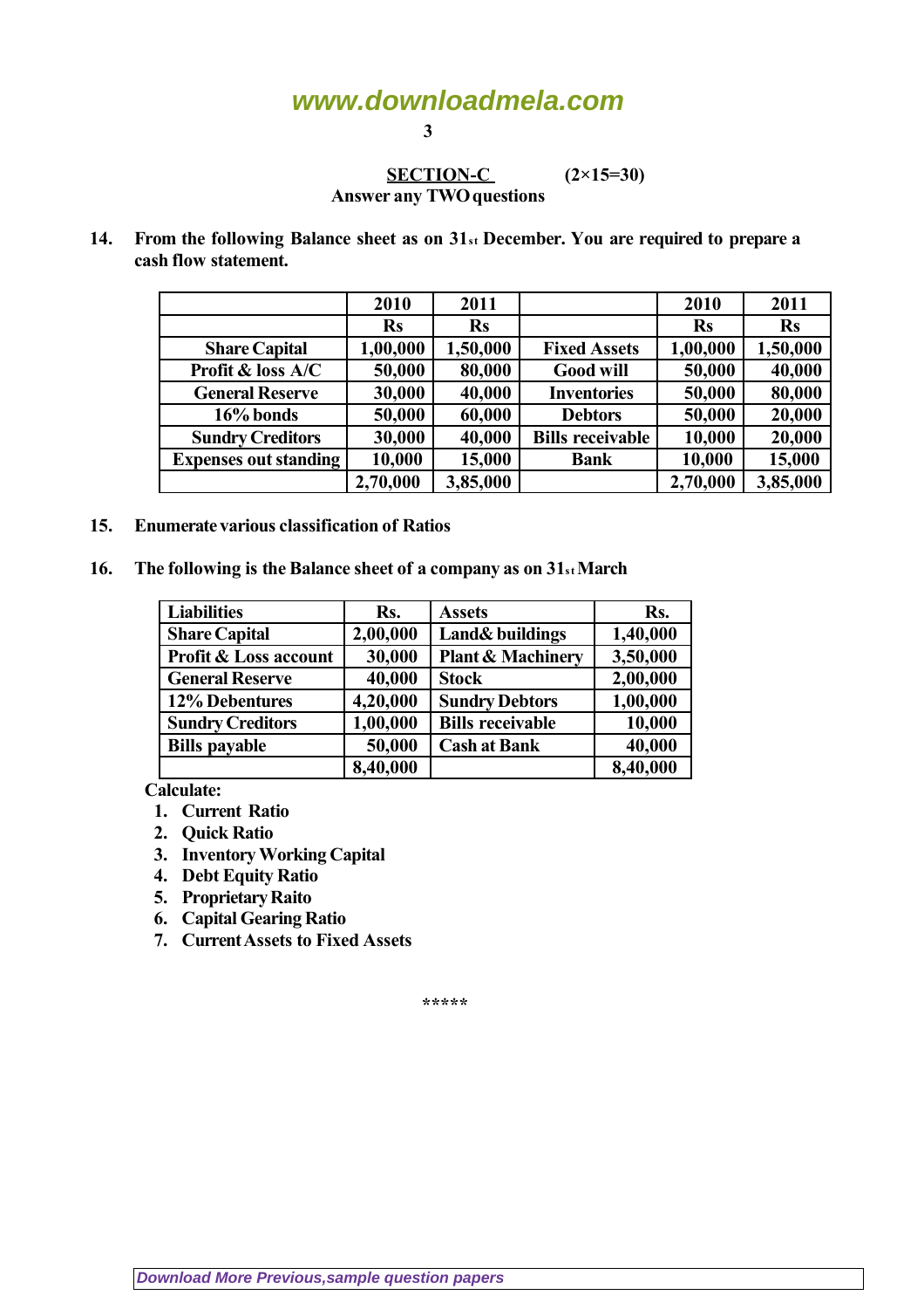## SECTION-C (2×15=30)

**Answer any TWO questions**

**14. From the following Balance sheet as on 31st December. You are required to prepare a cash flow statement.**

| | 2010 | 2011 | | 2010 | 2011 |
|---|---|---|---|---|---|
| | Rs | Rs | | Rs | Rs |
| Share Capital | 1,00,000 | 1,50,000 | Fixed Assets | 1,00,000 | 1,50,000 |
| Profit & loss A/C | 50,000 | 80,000 | Good will | 50,000 | 40,000 |
| General Reserve | 30,000 | 40,000 | Inventories | 50,000 | 80,000 |
| 16% bonds | 50,000 | 60,000 | Debtors | 50,000 | 20,000 |
| Sundry Creditors | 30,000 | 40,000 | Bills receivable | 10,000 | 20,000 |
| Expenses out standing | 10,000 | 15,000 | Bank | 10,000 | 15,000 |
| | 2,70,000 | 3,85,000 | | 2,70,000 | 3,85,000 |

**15. Enumerate various classification of Ratios**

**16. The following is the Balance sheet of a company as on 31st March**

| Liabilities | Rs. | Assets | Rs. |
|---|---|---|---|
| Share Capital | 2,00,000 | Land& buildings | 1,40,000 |
| Profit & Loss account | 30,000 | Plant & Machinery | 3,50,000 |
| General Reserve | 40,000 | Stock | 2,00,000 |
| 12% Debentures | 4,20,000 | Sundry Debtors | 1,00,000 |
| Sundry Creditors | 1,00,000 | Bills receivable | 10,000 |
| Bills payable | 50,000 | Cash at Bank | 40,000 |
| | 8,40,000 | | 8,40,000 |

**Calculate:**

1. Current Ratio
2. Quick Ratio
3. Inventory Working Capital
4. Debt Equity Ratio
5. Proprietary Raito
6. Capital Gearing Ratio
7. Current Assets to Fixed Assets

*****